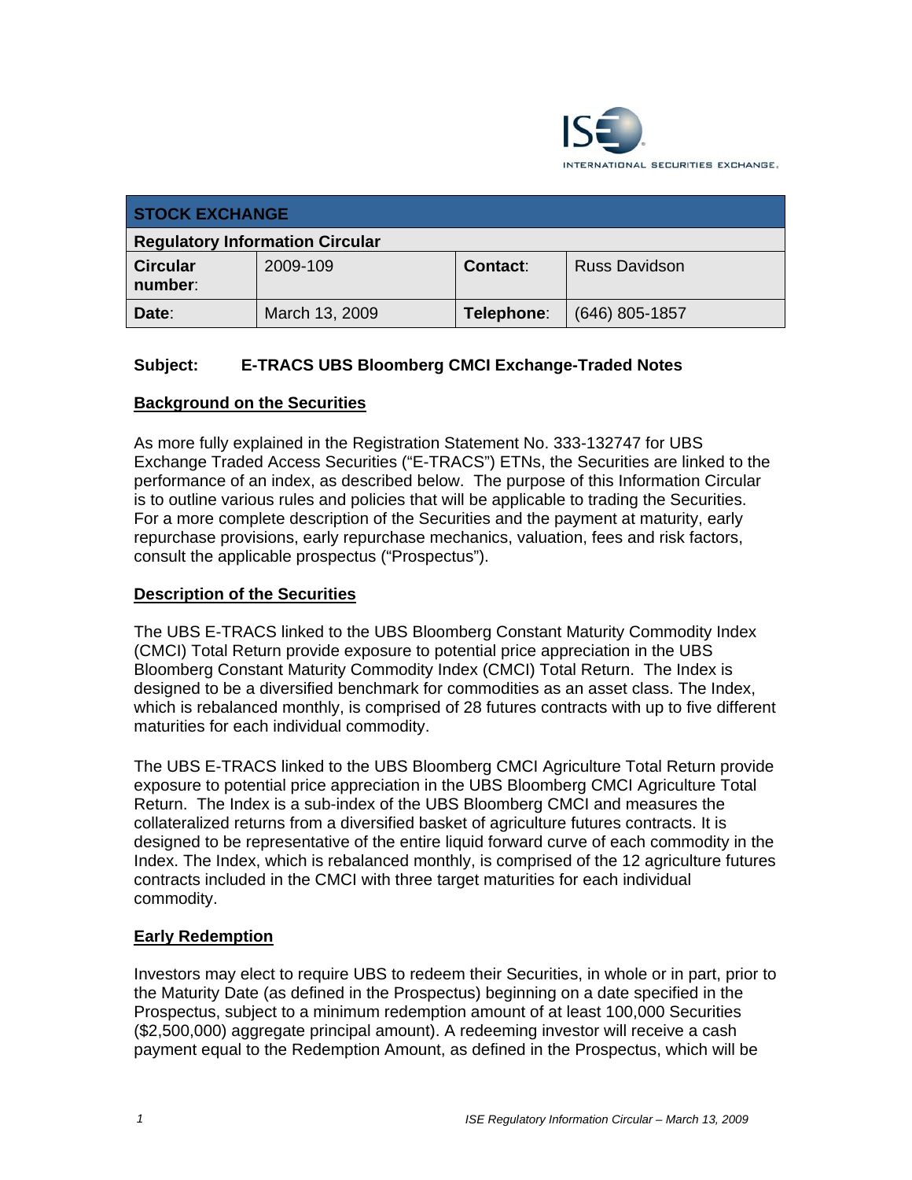ISE INTERNATIONAL SECURITIES EXCHANGE

| STOCK EXCHANGE | | | |
|---|---|---|---|
| **Regulatory Information Circular** | | | |
| **Circular number:** | 2009-109 | **Contact:** | Russ Davidson |
| **Date:** | March 13, 2009 | **Telephone:** | (646) 805-1857 |

**Subject: E-TRACS UBS Bloomberg CMCI Exchange-Traded Notes**

## Background on the Securities

As more fully explained in the Registration Statement No. 333-132747 for UBS Exchange Traded Access Securities ("E-TRACS") ETNs, the Securities are linked to the performance of an index, as described below. The purpose of this Information Circular is to outline various rules and policies that will be applicable to trading the Securities. For a more complete description of the Securities and the payment at maturity, early repurchase provisions, early repurchase mechanics, valuation, fees and risk factors, consult the applicable prospectus ("Prospectus").

## Description of the Securities

The UBS E-TRACS linked to the UBS Bloomberg Constant Maturity Commodity Index (CMCI) Total Return provide exposure to potential price appreciation in the UBS Bloomberg Constant Maturity Commodity Index (CMCI) Total Return. The Index is designed to be a diversified benchmark for commodities as an asset class. The Index, which is rebalanced monthly, is comprised of 28 futures contracts with up to five different maturities for each individual commodity.

The UBS E-TRACS linked to the UBS Bloomberg CMCI Agriculture Total Return provide exposure to potential price appreciation in the UBS Bloomberg CMCI Agriculture Total Return. The Index is a sub-index of the UBS Bloomberg CMCI and measures the collateralized returns from a diversified basket of agriculture futures contracts. It is designed to be representative of the entire liquid forward curve of each commodity in the Index. The Index, which is rebalanced monthly, is comprised of the 12 agriculture futures contracts included in the CMCI with three target maturities for each individual commodity.

## Early Redemption

Investors may elect to require UBS to redeem their Securities, in whole or in part, prior to the Maturity Date (as defined in the Prospectus) beginning on a date specified in the Prospectus, subject to a minimum redemption amount of at least 100,000 Securities ($2,500,000) aggregate principal amount). A redeeming investor will receive a cash payment equal to the Redemption Amount, as defined in the Prospectus, which will be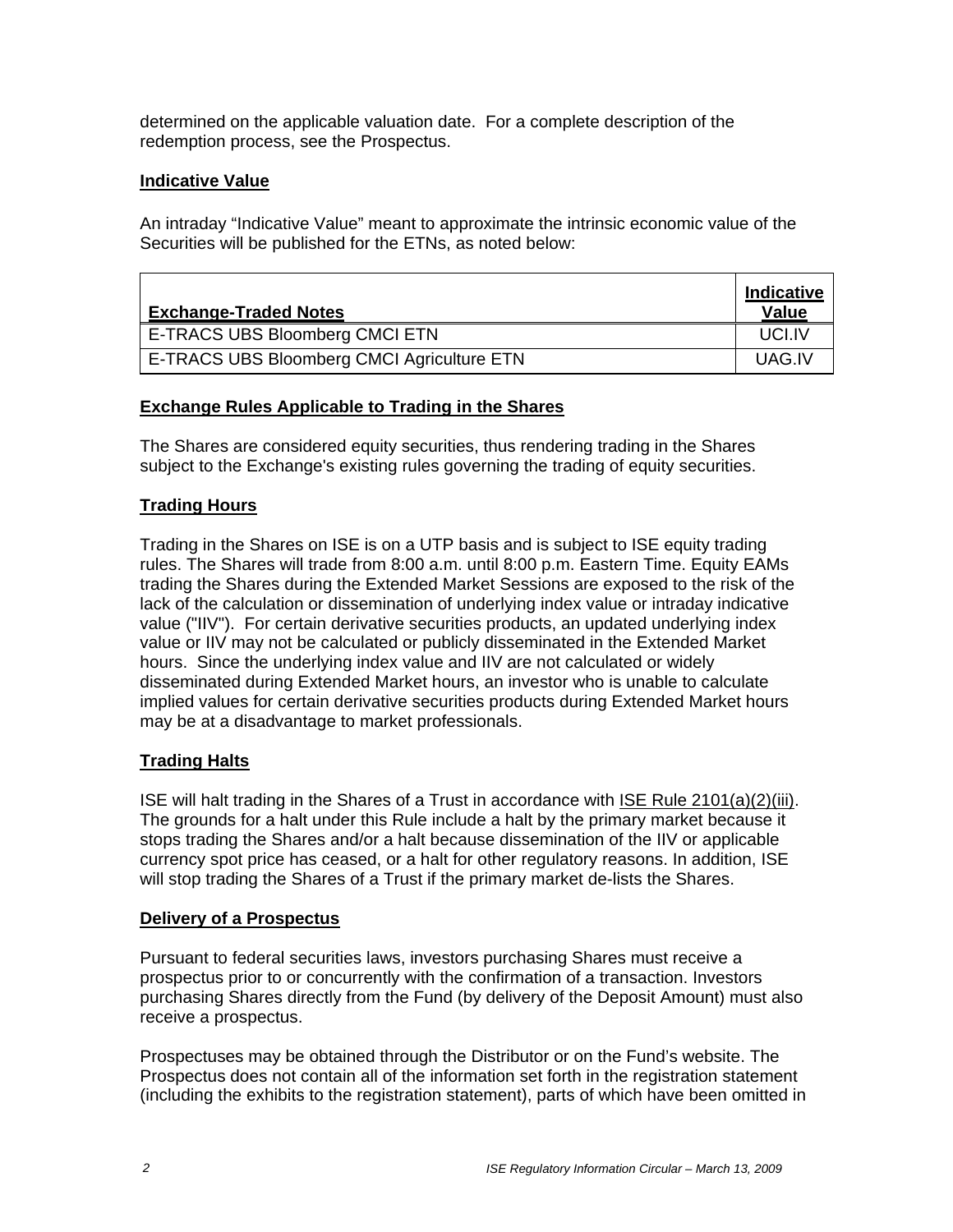determined on the applicable valuation date.  For a complete description of the redemption process, see the Prospectus.

## Indicative Value

An intraday "Indicative Value" meant to approximate the intrinsic economic value of the Securities will be published for the ETNs, as noted below:

| Exchange-Traded Notes | Indicative Value |
|---|---|
| E-TRACS UBS Bloomberg CMCI ETN | UCI.IV |
| E-TRACS UBS Bloomberg CMCI Agriculture ETN | UAG.IV |

## Exchange Rules Applicable to Trading in the Shares

The Shares are considered equity securities, thus rendering trading in the Shares subject to the Exchange's existing rules governing the trading of equity securities.

## Trading Hours

Trading in the Shares on ISE is on a UTP basis and is subject to ISE equity trading rules. The Shares will trade from 8:00 a.m. until 8:00 p.m. Eastern Time. Equity EAMs trading the Shares during the Extended Market Sessions are exposed to the risk of the lack of the calculation or dissemination of underlying index value or intraday indicative value ("IIV"). For certain derivative securities products, an updated underlying index value or IIV may not be calculated or publicly disseminated in the Extended Market hours. Since the underlying index value and IIV are not calculated or widely disseminated during Extended Market hours, an investor who is unable to calculate implied values for certain derivative securities products during Extended Market hours may be at a disadvantage to market professionals.

## Trading Halts

ISE will halt trading in the Shares of a Trust in accordance with ISE Rule 2101(a)(2)(iii). The grounds for a halt under this Rule include a halt by the primary market because it stops trading the Shares and/or a halt because dissemination of the IIV or applicable currency spot price has ceased, or a halt for other regulatory reasons. In addition, ISE will stop trading the Shares of a Trust if the primary market de-lists the Shares.

## Delivery of a Prospectus

Pursuant to federal securities laws, investors purchasing Shares must receive a prospectus prior to or concurrently with the confirmation of a transaction. Investors purchasing Shares directly from the Fund (by delivery of the Deposit Amount) must also receive a prospectus.

Prospectuses may be obtained through the Distributor or on the Fund's website. The Prospectus does not contain all of the information set forth in the registration statement (including the exhibits to the registration statement), parts of which have been omitted in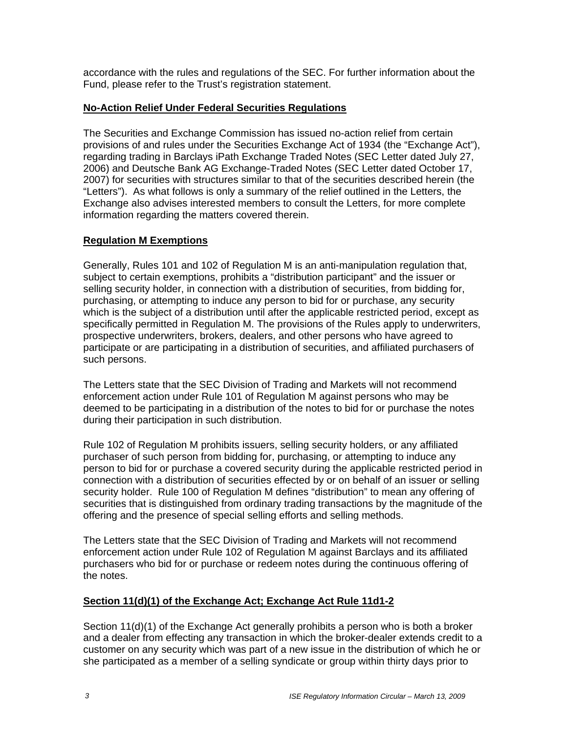accordance with the rules and regulations of the SEC. For further information about the Fund, please refer to the Trust's registration statement.

## No-Action Relief Under Federal Securities Regulations

The Securities and Exchange Commission has issued no-action relief from certain provisions of and rules under the Securities Exchange Act of 1934 (the "Exchange Act"), regarding trading in Barclays iPath Exchange Traded Notes (SEC Letter dated July 27, 2006) and Deutsche Bank AG Exchange-Traded Notes (SEC Letter dated October 17, 2007) for securities with structures similar to that of the securities described herein (the "Letters"). As what follows is only a summary of the relief outlined in the Letters, the Exchange also advises interested members to consult the Letters, for more complete information regarding the matters covered therein.

## Regulation M Exemptions

Generally, Rules 101 and 102 of Regulation M is an anti-manipulation regulation that, subject to certain exemptions, prohibits a "distribution participant" and the issuer or selling security holder, in connection with a distribution of securities, from bidding for, purchasing, or attempting to induce any person to bid for or purchase, any security which is the subject of a distribution until after the applicable restricted period, except as specifically permitted in Regulation M. The provisions of the Rules apply to underwriters, prospective underwriters, brokers, dealers, and other persons who have agreed to participate or are participating in a distribution of securities, and affiliated purchasers of such persons.

The Letters state that the SEC Division of Trading and Markets will not recommend enforcement action under Rule 101 of Regulation M against persons who may be deemed to be participating in a distribution of the notes to bid for or purchase the notes during their participation in such distribution.

Rule 102 of Regulation M prohibits issuers, selling security holders, or any affiliated purchaser of such person from bidding for, purchasing, or attempting to induce any person to bid for or purchase a covered security during the applicable restricted period in connection with a distribution of securities effected by or on behalf of an issuer or selling security holder. Rule 100 of Regulation M defines "distribution" to mean any offering of securities that is distinguished from ordinary trading transactions by the magnitude of the offering and the presence of special selling efforts and selling methods.

The Letters state that the SEC Division of Trading and Markets will not recommend enforcement action under Rule 102 of Regulation M against Barclays and its affiliated purchasers who bid for or purchase or redeem notes during the continuous offering of the notes.

## Section 11(d)(1) of the Exchange Act; Exchange Act Rule 11d1-2

Section 11(d)(1) of the Exchange Act generally prohibits a person who is both a broker and a dealer from effecting any transaction in which the broker-dealer extends credit to a customer on any security which was part of a new issue in the distribution of which he or she participated as a member of a selling syndicate or group within thirty days prior to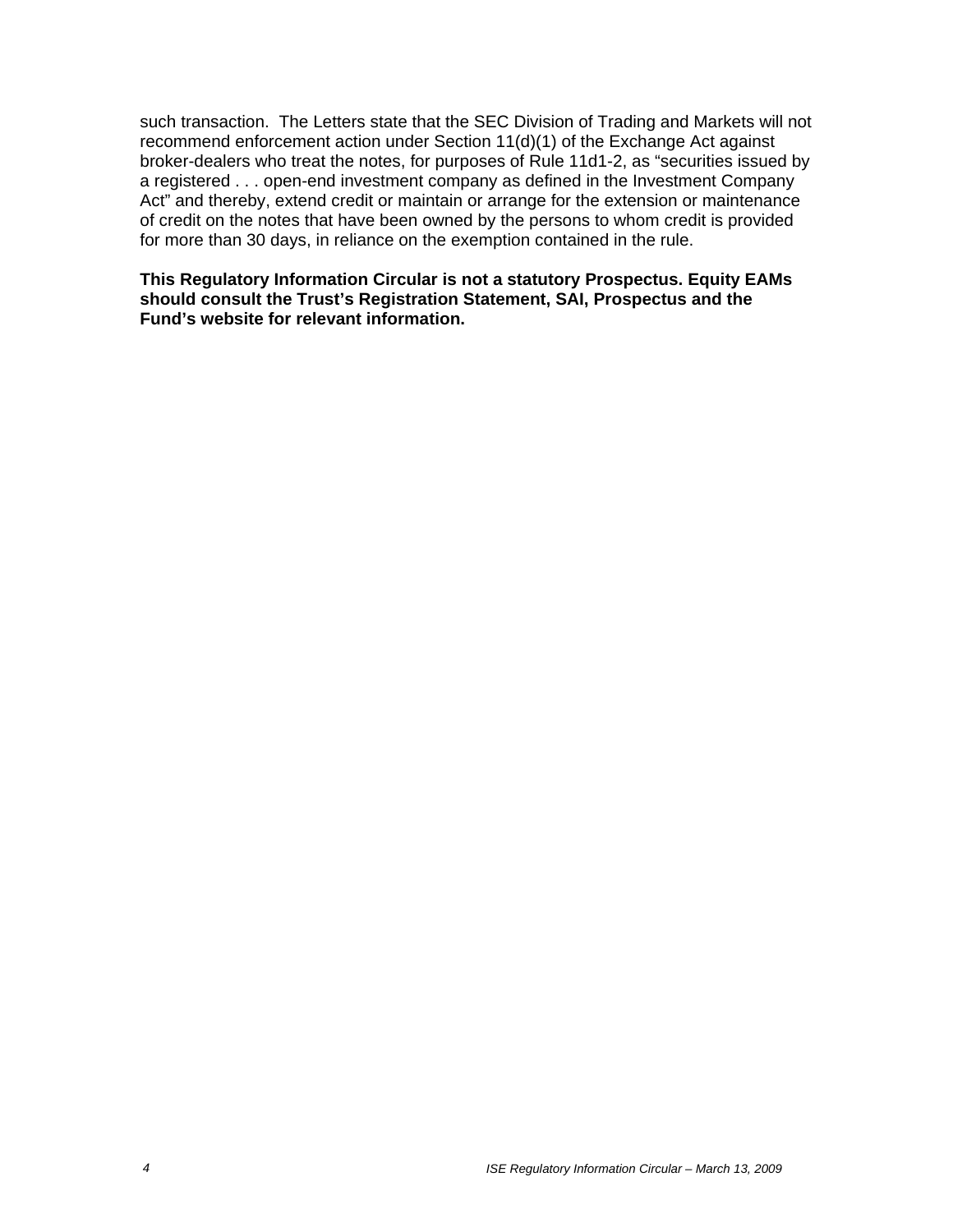such transaction. The Letters state that the SEC Division of Trading and Markets will not recommend enforcement action under Section 11(d)(1) of the Exchange Act against broker-dealers who treat the notes, for purposes of Rule 11d1-2, as "securities issued by a registered . . . open-end investment company as defined in the Investment Company Act" and thereby, extend credit or maintain or arrange for the extension or maintenance of credit on the notes that have been owned by the persons to whom credit is provided for more than 30 days, in reliance on the exemption contained in the rule.

**This Regulatory Information Circular is not a statutory Prospectus. Equity EAMs should consult the Trust's Registration Statement, SAI, Prospectus and the Fund's website for relevant information.**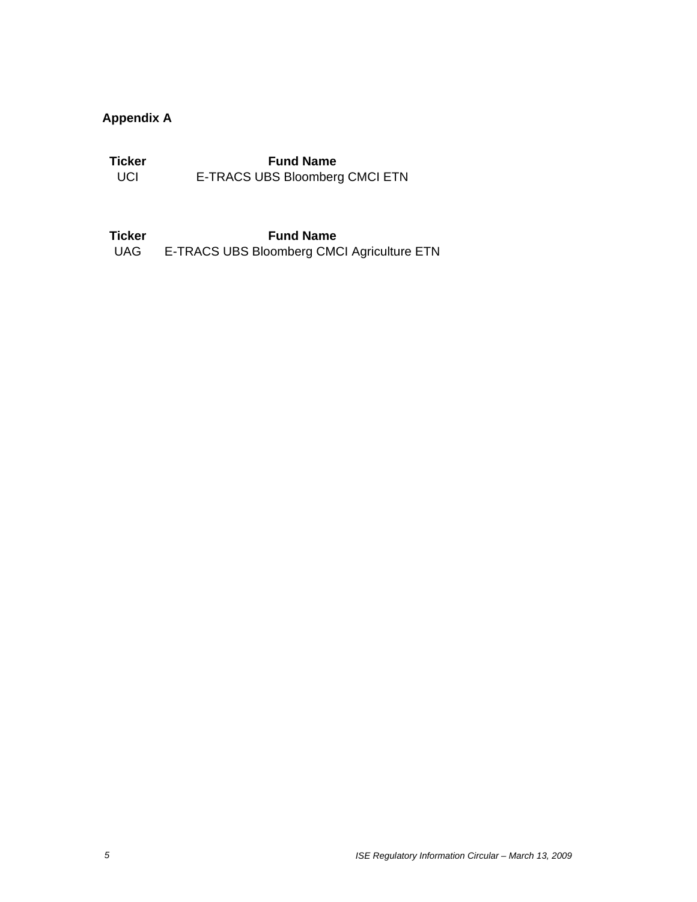**Appendix A**

| Ticker | Fund Name |
| --- | --- |
| UCI | E-TRACS UBS Bloomberg CMCI ETN |

| Ticker | Fund Name |
| --- | --- |
| UAG | E-TRACS UBS Bloomberg CMCI Agriculture ETN |